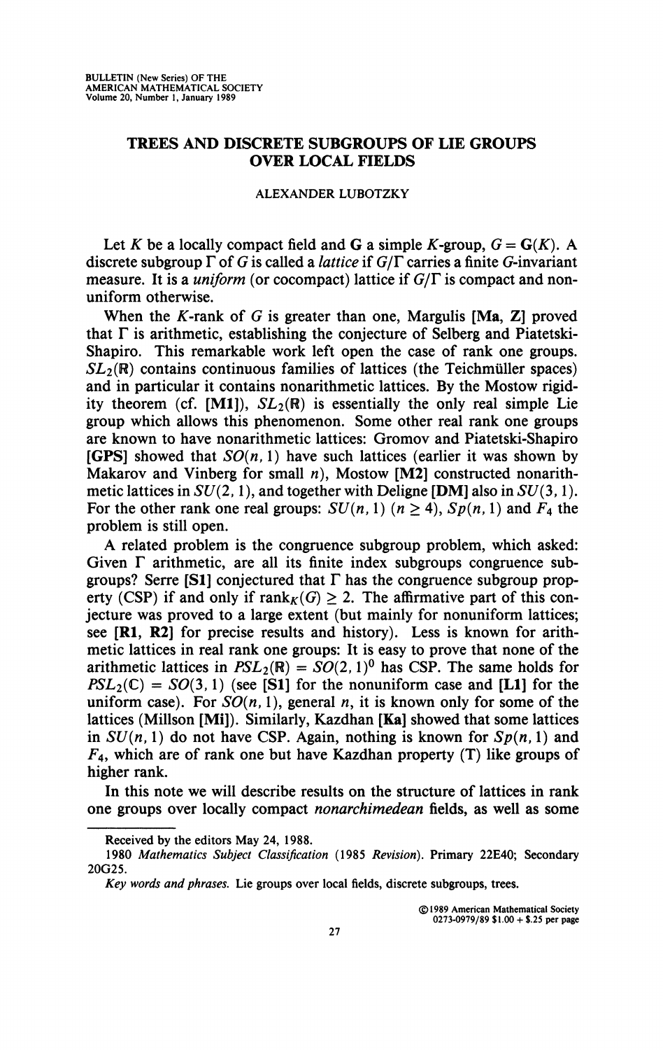BULLETIN (New Series) OF THE AMERICAN MATHEMATICAL SOCIETY Volume 20, Number 1, January 1989

# TREES AND DISCRETE SUBGROUPS OF LIE GROUPS OVER LOCAL FIELDS

ALEXANDER LUBOTZKY

Let $K$ be a locally compact field and $\mathbf{G}$ a simple $K$-group, $G = \mathbf{G}(K)$. A discrete subgroup $\Gamma$ of $G$ is called a *lattice* if $G/\Gamma$ carries a finite $G$-invariant measure. It is a *uniform* (or cocompact) lattice if $G/\Gamma$ is compact and nonuniform otherwise.

When the $K$-rank of $G$ is greater than one, Margulis **[Ma, Z]** proved that $\Gamma$ is arithmetic, establishing the conjecture of Selberg and Piatetski-Shapiro. This remarkable work left open the case of rank one groups. $SL_2(\mathbb{R})$ contains continuous families of lattices (the Teichmüller spaces) and in particular it contains nonarithmetic lattices. By the Mostow rigidity theorem (cf. **[M1]**), $SL_2(\mathbb{R})$ is essentially the only real simple Lie group which allows this phenomenon. Some other real rank one groups are known to have nonarithmetic lattices: Gromov and Piatetski-Shapiro **[GPS]** showed that $SO(n, 1)$ have such lattices (earlier it was shown by Makarov and Vinberg for small $n$), Mostow **[M2]** constructed nonarithmetic lattices in $SU(2, 1)$, and together with Deligne **[DM]** also in $SU(3, 1)$. For the other rank one real groups: $SU(n, 1)$ ($n \geq 4$), $Sp(n, 1)$ and $F_4$ the problem is still open.

A related problem is the congruence subgroup problem, which asked: Given $\Gamma$ arithmetic, are all its finite index subgroups congruence subgroups? Serre **[S1]** conjectured that $\Gamma$ has the congruence subgroup property (CSP) if and only if $\mathrm{rank}_K(G) \geq 2$. The affirmative part of this conjecture was proved to a large extent (but mainly for nonuniform lattices; see **[R1, R2]** for precise results and history). Less is known for arithmetic lattices in real rank one groups: It is easy to prove that none of the arithmetic lattices in $PSL_2(\mathbb{R}) = SO(2, 1)^0$ has CSP. The same holds for $PSL_2(\mathbb{C}) = SO(3, 1)$ (see **[S1]** for the nonuniform case and **[L1]** for the uniform case). For $SO(n, 1)$, general $n$, it is known only for some of the lattices (Millson **[Mi]**). Similarly, Kazhdan **[Ka]** showed that some lattices in $SU(n, 1)$ do not have CSP. Again, nothing is known for $Sp(n, 1)$ and $F_4$, which are of rank one but have Kazhdan property (T) like groups of higher rank.

In this note we will describe results on the structure of lattices in rank one groups over locally compact *nonarchimedean* fields, as well as some

---

Received by the editors May 24, 1988.

1980 *Mathematics Subject Classification* (1985 *Revision*). Primary 22E40; Secondary 20G25.

*Key words and phrases.* Lie groups over local fields, discrete subgroups, trees.

©1989 American Mathematical Society 0273-0979/89 $1.00 + $.25 per page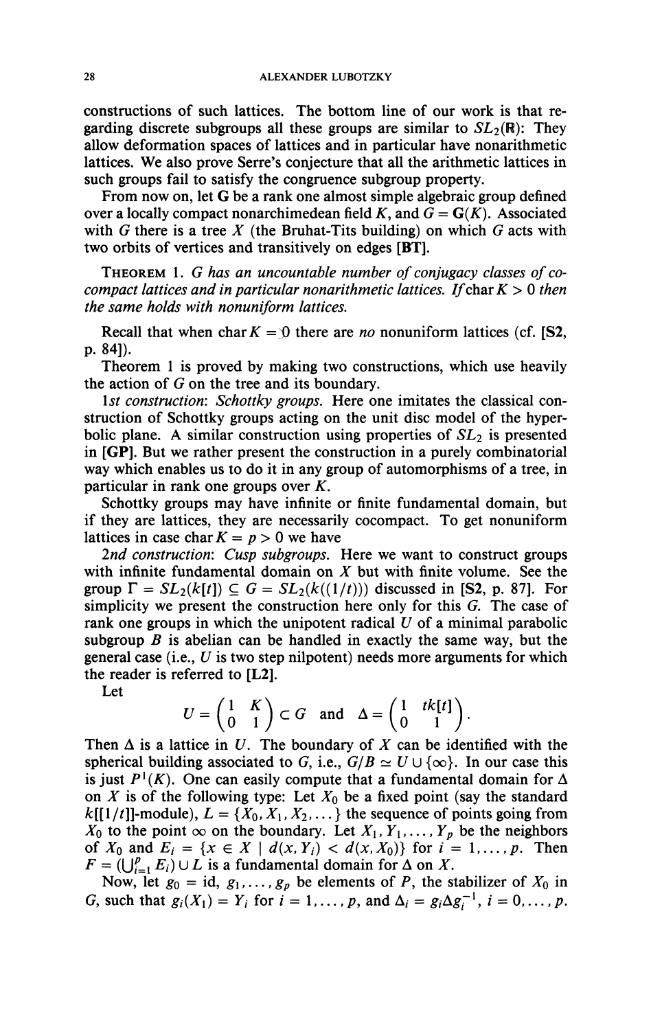constructions of such lattices. The bottom line of our work is that regarding discrete subgroups all these groups are similar to $SL_2(\mathbb{R})$: They allow deformation spaces of lattices and in particular have nonarithmetic lattices. We also prove Serre's conjecture that all the arithmetic lattices in such groups fail to satisfy the congruence subgroup property.

From now on, let $\mathbf{G}$ be a rank one almost simple algebraic group defined over a locally compact nonarchimedean field $K$, and $G = \mathbf{G}(K)$. Associated with $G$ there is a tree $X$ (the Bruhat-Tits building) on which $G$ acts with two orbits of vertices and transitively on edges **[BT]**.

THEOREM 1. *$G$ has an uncountable number of conjugacy classes of cocompact lattices and in particular nonarithmetic lattices. If* $\operatorname{char} K > 0$ *then the same holds with nonuniform lattices.*

Recall that when $\operatorname{char} K = 0$ there are *no* nonuniform lattices (cf. **[S2**, p. 84**]**).

Theorem 1 is proved by making two constructions, which use heavily the action of $G$ on the tree and its boundary.

*1st construction*: *Schottky groups.* Here one imitates the classical construction of Schottky groups acting on the unit disc model of the hyperbolic plane. A similar construction using properties of $SL_2$ is presented in **[GP]**. But we rather present the construction in a purely combinatorial way which enables us to do it in any group of automorphisms of a tree, in particular in rank one groups over $K$.

Schottky groups may have infinite or finite fundamental domain, but if they are lattices, they are necessarily cocompact. To get nonuniform lattices in case $\operatorname{char} K = p > 0$ we have

*2nd construction*: *Cusp subgroups.* Here we want to construct groups with infinite fundamental domain on $X$ but with finite volume. See the group $\Gamma = SL_2(k[t]) \subseteq G = SL_2(k((1/t)))$ discussed in **[S2**, p. 87**]**. For simplicity we present the construction here only for this $G$. The case of rank one groups in which the unipotent radical $U$ of a minimal parabolic subgroup $B$ is abelian can be handled in exactly the same way, but the general case (i.e., $U$ is two step nilpotent) needs more arguments for which the reader is referred to **[L2]**.

Let

$$U = \begin{pmatrix} 1 & K \\ 0 & 1 \end{pmatrix} \subset G \quad \text{and} \quad \Delta = \begin{pmatrix} 1 & tk[t] \\ 0 & 1 \end{pmatrix}.$$

Then $\Delta$ is a lattice in $U$. The boundary of $X$ can be identified with the spherical building associated to $G$, i.e., $G/B \simeq U \cup \{\infty\}$. In our case this is just $P^1(K)$. One can easily compute that a fundamental domain for $\Delta$ on $X$ is of the following type: Let $X_0$ be a fixed point (say the standard $k[[1/t]]$-module), $L = \{X_0, X_1, X_2, \dots\}$ the sequence of points going from $X_0$ to the point $\infty$ on the boundary. Let $X_1, Y_1, \dots, Y_p$ be the neighbors of $X_0$ and $E_i = \{x \in X \mid d(x, Y_i) < d(x, X_0)\}$ for $i = 1, \dots, p$. Then $F = (\bigcup_{i=1}^{p} E_i) \cup L$ is a fundamental domain for $\Delta$ on $X$.

Now, let $g_0 = \mathrm{id}, g_1, \dots, g_p$ be elements of $P$, the stabilizer of $X_0$ in $G$, such that $g_i(X_1) = Y_i$ for $i = 1, \dots, p$, and $\Delta_i = g_i \Delta g_i^{-1}$, $i = 0, \dots, p$.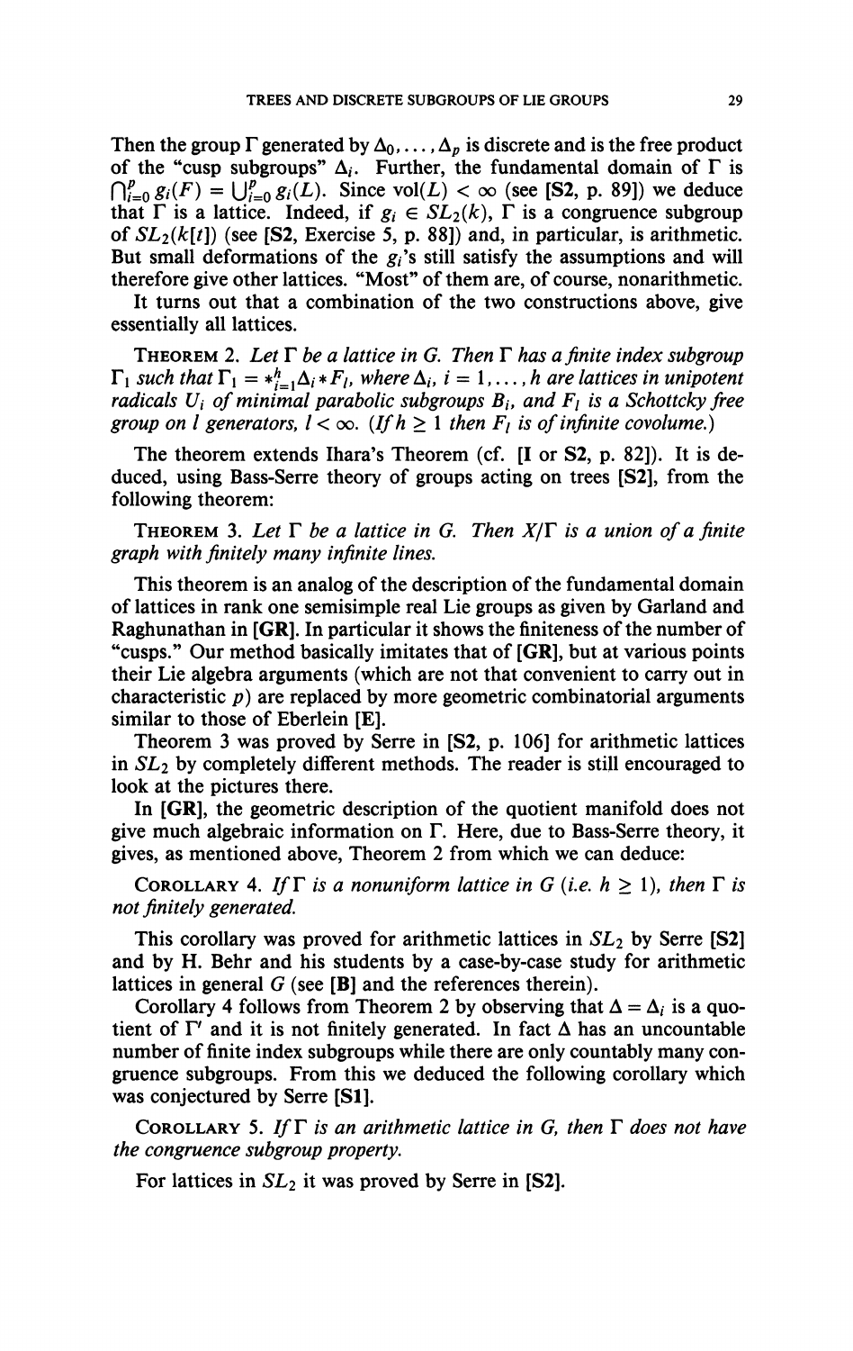Then the group $\Gamma$ generated by $\Delta_0, \dots, \Delta_p$ is discrete and is the free product of the "cusp subgroups" $\Delta_i$. Further, the fundamental domain of $\Gamma$ is $\bigcap_{i=0}^{p} g_i(F) = \bigcup_{i=0}^{p} g_i(L)$. Since $\mathrm{vol}(L) < \infty$ (see **[S2**, p. 89]) we deduce that $\Gamma$ is a lattice. Indeed, if $g_i \in SL_2(k)$, $\Gamma$ is a congruence subgroup of $SL_2(k[t])$ (see **[S2**, Exercise 5, p. 88]) and, in particular, is arithmetic. But small deformations of the $g_i$'s still satisfy the assumptions and will therefore give other lattices. "Most" of them are, of course, nonarithmetic.

It turns out that a combination of the two constructions above, give essentially all lattices.

THEOREM 2. *Let $\Gamma$ be a lattice in $G$. Then $\Gamma$ has a finite index subgroup $\Gamma_1$ such that $\Gamma_1 = *_{i=1}^{h} \Delta_i * F_l$, where $\Delta_i$, $i = 1, \dots, h$ are lattices in unipotent radicals $U_i$ of minimal parabolic subgroups $B_i$, and $F_l$ is a Schottky free group on $l$ generators, $l < \infty$. (If $h \geq 1$ then $F_l$ is of infinite covolume.)*

The theorem extends Ihara's Theorem (cf. **[I** or **S2**, p. 82]). It is deduced, using Bass-Serre theory of groups acting on trees **[S2]**, from the following theorem:

THEOREM 3. *Let $\Gamma$ be a lattice in $G$. Then $X/\Gamma$ is a union of a finite graph with finitely many infinite lines.*

This theorem is an analog of the description of the fundamental domain of lattices in rank one semisimple real Lie groups as given by Garland and Raghunathan in **[GR]**. In particular it shows the finiteness of the number of "cusps." Our method basically imitates that of **[GR]**, but at various points their Lie algebra arguments (which are not that convenient to carry out in characteristic $p$) are replaced by more geometric combinatorial arguments similar to those of Eberlein **[E]**.

Theorem 3 was proved by Serre in **[S2**, p. 106] for arithmetic lattices in $SL_2$ by completely different methods. The reader is still encouraged to look at the pictures there.

In **[GR]**, the geometric description of the quotient manifold does not give much algebraic information on $\Gamma$. Here, due to Bass-Serre theory, it gives, as mentioned above, Theorem 2 from which we can deduce:

COROLLARY 4. *If $\Gamma$ is a nonuniform lattice in $G$ (i.e. $h \geq 1$), then $\Gamma$ is not finitely generated.*

This corollary was proved for arithmetic lattices in $SL_2$ by Serre **[S2]** and by H. Behr and his students by a case-by-case study for arithmetic lattices in general $G$ (see **[B]** and the references therein).

Corollary 4 follows from Theorem 2 by observing that $\Delta = \Delta_i$ is a quotient of $\Gamma'$ and it is not finitely generated. In fact $\Delta$ has an uncountable number of finite index subgroups while there are only countably many congruence subgroups. From this we deduced the following corollary which was conjectured by Serre **[S1]**.

COROLLARY 5. *If $\Gamma$ is an arithmetic lattice in $G$, then $\Gamma$ does not have the congruence subgroup property.*

For lattices in $SL_2$ it was proved by Serre in **[S2]**.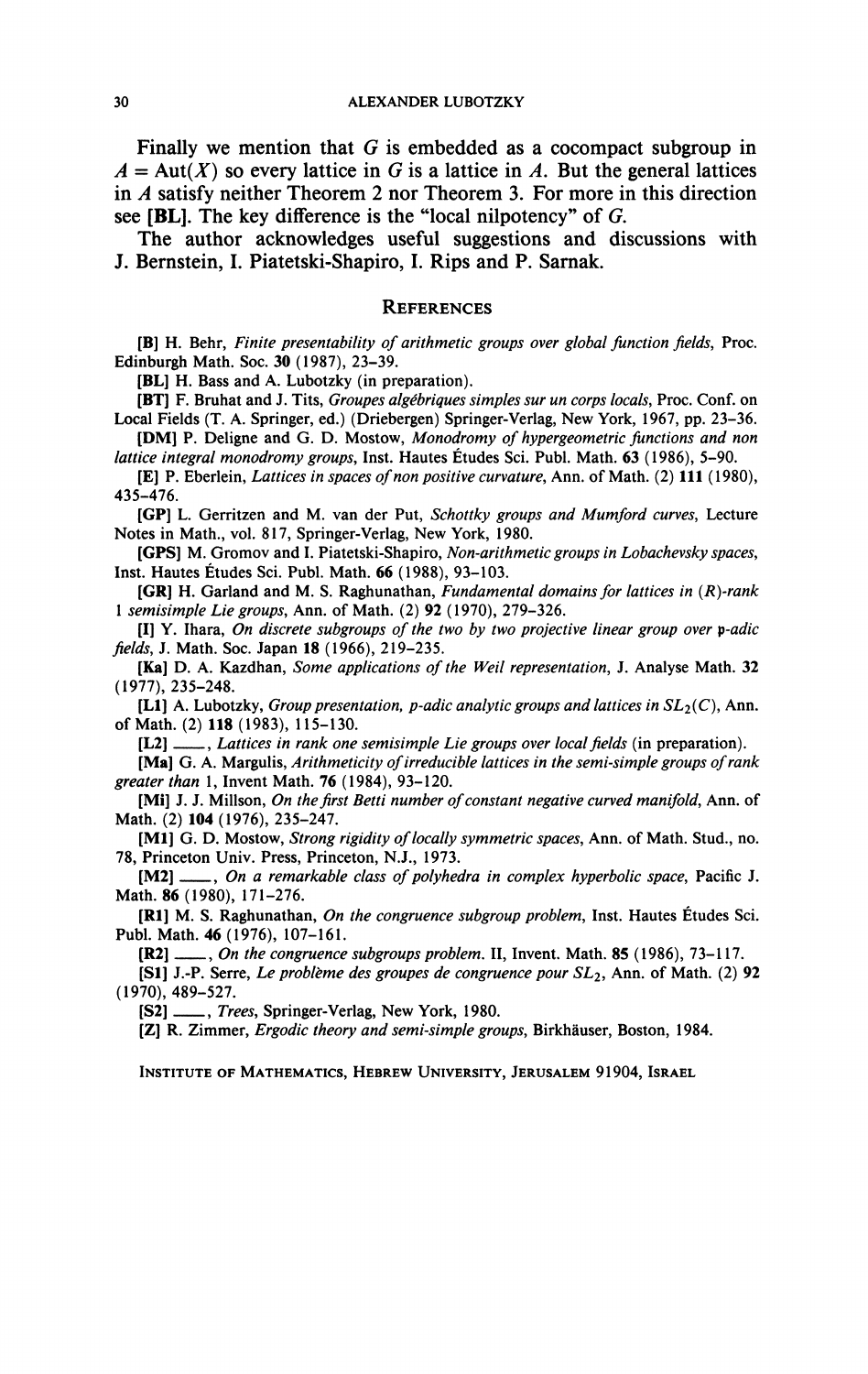Finally we mention that $G$ is embedded as a cocompact subgroup in $A = \mathrm{Aut}(X)$ so every lattice in $G$ is a lattice in $A$. But the general lattices in $A$ satisfy neither Theorem 2 nor Theorem 3. For more in this direction see **[BL]**. The key difference is the "local nilpotency" of $G$.

The author acknowledges useful suggestions and discussions with J. Bernstein, I. Piatetski-Shapiro, I. Rips and P. Sarnak.

## References

**[B]** H. Behr, *Finite presentability of arithmetic groups over global function fields*, Proc. Edinburgh Math. Soc. **30** (1987), 23–39.

**[BL]** H. Bass and A. Lubotzky (in preparation).

**[BT]** F. Bruhat and J. Tits, *Groupes algébriques simples sur un corps locals*, Proc. Conf. on Local Fields (T. A. Springer, ed.) (Driebergen) Springer-Verlag, New York, 1967, pp. 23–36.

**[DM]** P. Deligne and G. D. Mostow, *Monodromy of hypergeometric functions and non lattice integral monodromy groups*, Inst. Hautes Études Sci. Publ. Math. **63** (1986), 5–90.

**[E]** P. Eberlein, *Lattices in spaces of non positive curvature*, Ann. of Math. (2) **111** (1980), 435–476.

**[GP]** L. Gerritzen and M. van der Put, *Schottky groups and Mumford curves*, Lecture Notes in Math., vol. 817, Springer-Verlag, New York, 1980.

**[GPS]** M. Gromov and I. Piatetski-Shapiro, *Non-arithmetic groups in Lobachevsky spaces*, Inst. Hautes Études Sci. Publ. Math. **66** (1988), 93–103.

**[GR]** H. Garland and M. S. Raghunathan, *Fundamental domains for lattices in (R)-rank 1 semisimple Lie groups*, Ann. of Math. (2) **92** (1970), 279–326.

**[I]** Y. Ihara, *On discrete subgroups of the two by two projective linear group over $\mathfrak{p}$-adic fields*, J. Math. Soc. Japan **18** (1966), 219–235.

**[Ka]** D. A. Kazdhan, *Some applications of the Weil representation*, J. Analyse Math. **32** (1977), 235–248.

**[L1]** A. Lubotzky, *Group presentation, p-adic analytic groups and lattices in $SL_2(C)$*, Ann. of Math. (2) **118** (1983), 115–130.

**[L2]** ——, *Lattices in rank one semisimple Lie groups over local fields* (in preparation).

**[Ma]** G. A. Margulis, *Arithmeticity of irreducible lattices in the semi-simple groups of rank greater than* 1, Invent Math. **76** (1984), 93–120.

**[Mi]** J. J. Millson, *On the first Betti number of constant negative curved manifold*, Ann. of Math. (2) **104** (1976), 235–247.

**[M1]** G. D. Mostow, *Strong rigidity of locally symmetric spaces*, Ann. of Math. Stud., no. 78, Princeton Univ. Press, Princeton, N.J., 1973.

**[M2]** ——, *On a remarkable class of polyhedra in complex hyperbolic space*, Pacific J. Math. **86** (1980), 171–276.

**[R1]** M. S. Raghunathan, *On the congruence subgroup problem*, Inst. Hautes Études Sci. Publ. Math. **46** (1976), 107–161.

**[R2]** ——, *On the congruence subgroups problem*. II, Invent. Math. **85** (1986), 73–117.

**[S1]** J.-P. Serre, *Le problème des groupes de congruence pour $SL_2$*, Ann. of Math. (2) **92** (1970), 489–527.

**[S2]** ——, *Trees*, Springer-Verlag, New York, 1980.

**[Z]** R. Zimmer, *Ergodic theory and semi-simple groups*, Birkhäuser, Boston, 1984.

Institute of Mathematics, Hebrew University, Jerusalem 91904, Israel